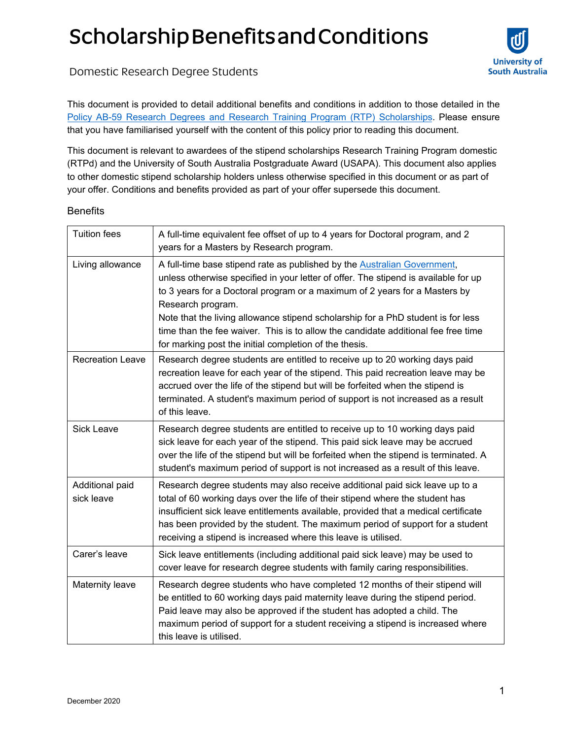# Scholarship Benefits and Conditions

Domestic Research Degree Students

This document is provided to detail additional benefits and conditions in addition to those detailed in the [Policy AB-59 Research Degrees and Research Training Program (RTP) Scholarships](). Please ensure that you have familiarised yourself with the content of this policy prior to reading this document.

This document is relevant to awardees of the stipend scholarships Research Training Program domestic (RTPd) and the University of South Australia Postgraduate Award (USAPA). This document also applies to other domestic stipend scholarship holders unless otherwise specified in this document or as part of your offer. Conditions and benefits provided as part of your offer supersede this document.

## Benefits

| | |
|---|---|
| Tuition fees | A full-time equivalent fee offset of up to 4 years for Doctoral program, and 2 years for a Masters by Research program. |
| Living allowance | A full-time base stipend rate as published by the [Australian Government](), unless otherwise specified in your letter of offer. The stipend is available for up to 3 years for a Doctoral program or a maximum of 2 years for a Masters by Research program.<br>Note that the living allowance stipend scholarship for a PhD student is for less time than the fee waiver. This is to allow the candidate additional fee free time for marking post the initial completion of the thesis. |
| Recreation Leave | Research degree students are entitled to receive up to 20 working days paid recreation leave for each year of the stipend. This paid recreation leave may be accrued over the life of the stipend but will be forfeited when the stipend is terminated. A student's maximum period of support is not increased as a result of this leave. |
| Sick Leave | Research degree students are entitled to receive up to 10 working days paid sick leave for each year of the stipend. This paid sick leave may be accrued over the life of the stipend but will be forfeited when the stipend is terminated. A student's maximum period of support is not increased as a result of this leave. |
| Additional paid sick leave | Research degree students may also receive additional paid sick leave up to a total of 60 working days over the life of their stipend where the student has insufficient sick leave entitlements available, provided that a medical certificate has been provided by the student. The maximum period of support for a student receiving a stipend is increased where this leave is utilised. |
| Carer's leave | Sick leave entitlements (including additional paid sick leave) may be used to cover leave for research degree students with family caring responsibilities. |
| Maternity leave | Research degree students who have completed 12 months of their stipend will be entitled to 60 working days paid maternity leave during the stipend period. Paid leave may also be approved if the student has adopted a child. The maximum period of support for a student receiving a stipend is increased where this leave is utilised. |

December 2020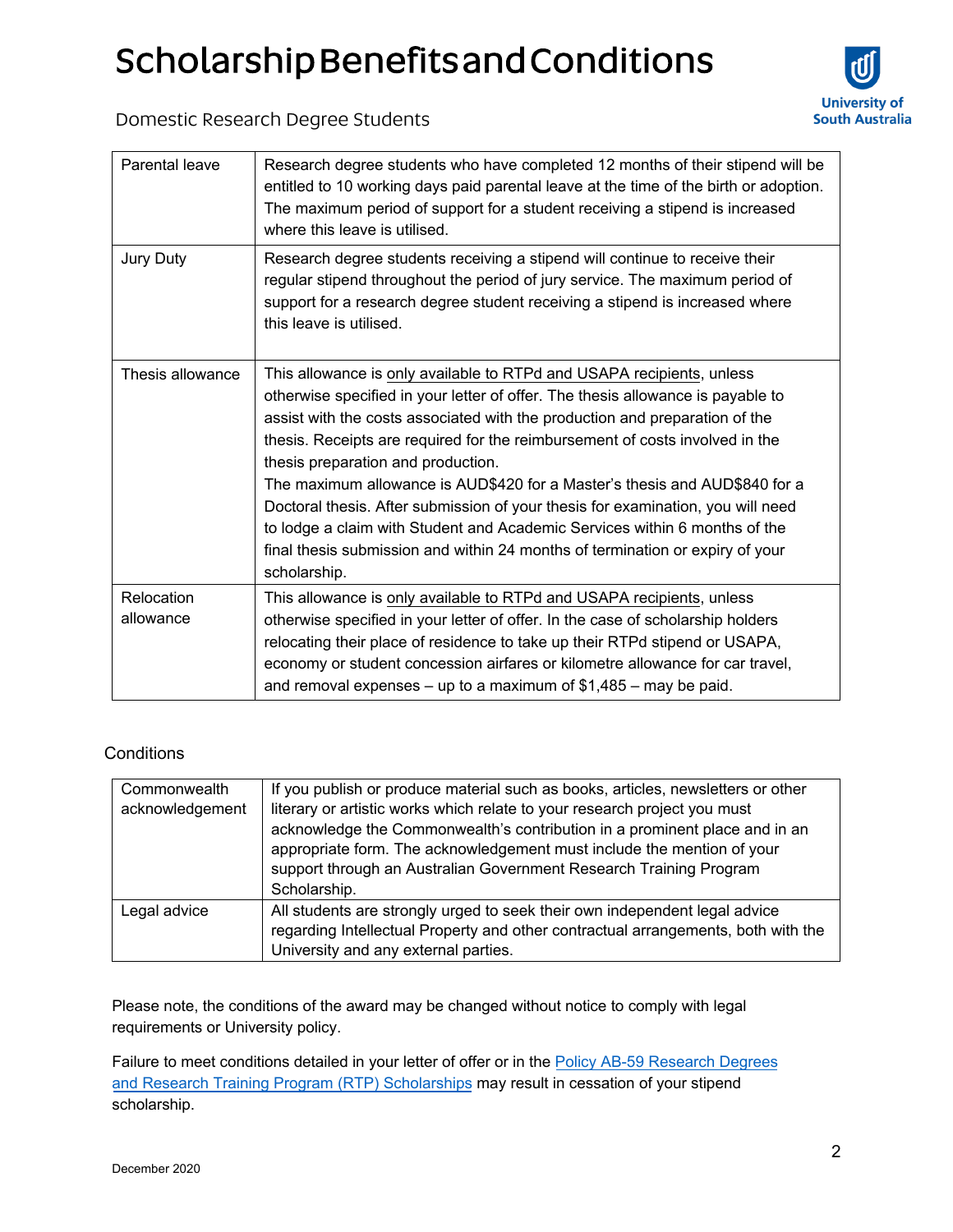# Scholarship Benefits and Conditions

Domestic Research Degree Students

| | |
|---|---|
| Parental leave | Research degree students who have completed 12 months of their stipend will be entitled to 10 working days paid parental leave at the time of the birth or adoption. The maximum period of support for a student receiving a stipend is increased where this leave is utilised. |
| Jury Duty | Research degree students receiving a stipend will continue to receive their regular stipend throughout the period of jury service. The maximum period of support for a research degree student receiving a stipend is increased where this leave is utilised. |
| Thesis allowance | This allowance is only available to RTPd and USAPA recipients, unless otherwise specified in your letter of offer. The thesis allowance is payable to assist with the costs associated with the production and preparation of the thesis. Receipts are required for the reimbursement of costs involved in the thesis preparation and production. The maximum allowance is AUD$420 for a Master's thesis and AUD$840 for a Doctoral thesis. After submission of your thesis for examination, you will need to lodge a claim with Student and Academic Services within 6 months of the final thesis submission and within 24 months of termination or expiry of your scholarship. |
| Relocation allowance | This allowance is only available to RTPd and USAPA recipients, unless otherwise specified in your letter of offer. In the case of scholarship holders relocating their place of residence to take up their RTPd stipend or USAPA, economy or student concession airfares or kilometre allowance for car travel, and removal expenses – up to a maximum of $1,485 – may be paid. |

## Conditions

| | |
|---|---|
| Commonwealth acknowledgement | If you publish or produce material such as books, articles, newsletters or other literary or artistic works which relate to your research project you must acknowledge the Commonwealth's contribution in a prominent place and in an appropriate form. The acknowledgement must include the mention of your support through an Australian Government Research Training Program Scholarship. |
| Legal advice | All students are strongly urged to seek their own independent legal advice regarding Intellectual Property and other contractual arrangements, both with the University and any external parties. |

Please note, the conditions of the award may be changed without notice to comply with legal requirements or University policy.

Failure to meet conditions detailed in your letter of offer or in the Policy AB-59 Research Degrees and Research Training Program (RTP) Scholarships may result in cessation of your stipend scholarship.

December 2020